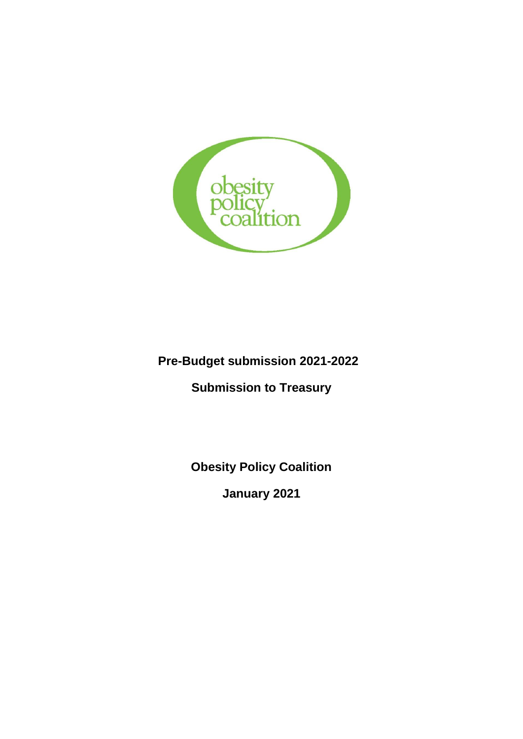obesity policy coalition

**Pre-Budget submission 2021-2022**

**Submission to Treasury**

**Obesity Policy Coalition**

**January 2021**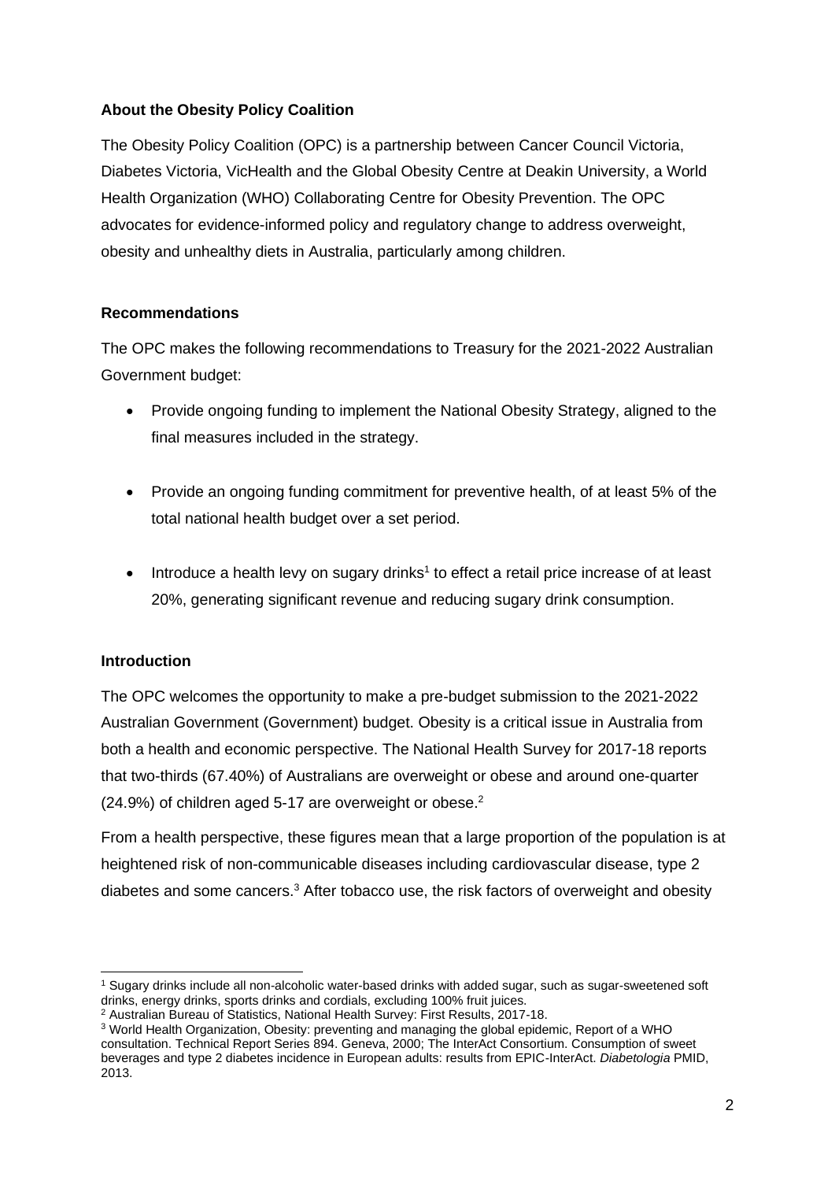### About the Obesity Policy Coalition

The Obesity Policy Coalition (OPC) is a partnership between Cancer Council Victoria, Diabetes Victoria, VicHealth and the Global Obesity Centre at Deakin University, a World Health Organization (WHO) Collaborating Centre for Obesity Prevention. The OPC advocates for evidence-informed policy and regulatory change to address overweight, obesity and unhealthy diets in Australia, particularly among children.

### Recommendations

The OPC makes the following recommendations to Treasury for the 2021-2022 Australian Government budget:

- Provide ongoing funding to implement the National Obesity Strategy, aligned to the final measures included in the strategy.
- Provide an ongoing funding commitment for preventive health, of at least 5% of the total national health budget over a set period.
- Introduce a health levy on sugary drinks[1] to effect a retail price increase of at least 20%, generating significant revenue and reducing sugary drink consumption.

### Introduction

The OPC welcomes the opportunity to make a pre-budget submission to the 2021-2022 Australian Government (Government) budget. Obesity is a critical issue in Australia from both a health and economic perspective. The National Health Survey for 2017-18 reports that two-thirds (67.40%) of Australians are overweight or obese and around one-quarter (24.9%) of children aged 5-17 are overweight or obese.[2]

From a health perspective, these figures mean that a large proportion of the population is at heightened risk of non-communicable diseases including cardiovascular disease, type 2 diabetes and some cancers.[3] After tobacco use, the risk factors of overweight and obesity

---

[1] Sugary drinks include all non-alcoholic water-based drinks with added sugar, such as sugar-sweetened soft drinks, energy drinks, sports drinks and cordials, excluding 100% fruit juices.

[2] Australian Bureau of Statistics, National Health Survey: First Results, 2017-18.

[3] World Health Organization, Obesity: preventing and managing the global epidemic, Report of a WHO consultation. Technical Report Series 894. Geneva, 2000; The InterAct Consortium. Consumption of sweet beverages and type 2 diabetes incidence in European adults: results from EPIC-InterAct. *Diabetologia* PMID, 2013.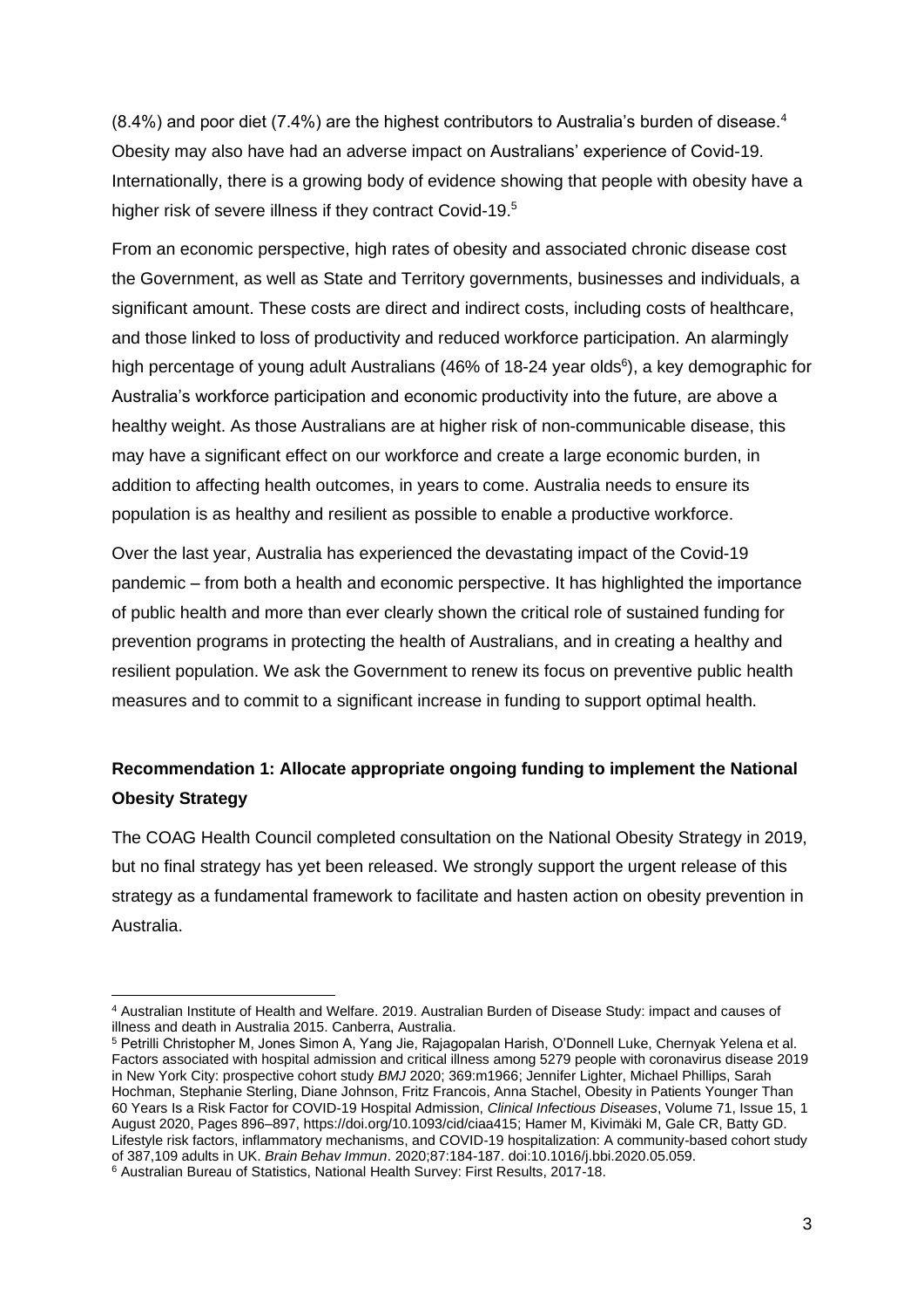(8.4%) and poor diet (7.4%) are the highest contributors to Australia's burden of disease.[4] Obesity may also have had an adverse impact on Australians' experience of Covid-19. Internationally, there is a growing body of evidence showing that people with obesity have a higher risk of severe illness if they contract Covid-19.[5]

From an economic perspective, high rates of obesity and associated chronic disease cost the Government, as well as State and Territory governments, businesses and individuals, a significant amount. These costs are direct and indirect costs, including costs of healthcare, and those linked to loss of productivity and reduced workforce participation. An alarmingly high percentage of young adult Australians (46% of 18-24 year olds[6]), a key demographic for Australia's workforce participation and economic productivity into the future, are above a healthy weight. As those Australians are at higher risk of non-communicable disease, this may have a significant effect on our workforce and create a large economic burden, in addition to affecting health outcomes, in years to come. Australia needs to ensure its population is as healthy and resilient as possible to enable a productive workforce.

Over the last year, Australia has experienced the devastating impact of the Covid-19 pandemic – from both a health and economic perspective. It has highlighted the importance of public health and more than ever clearly shown the critical role of sustained funding for prevention programs in protecting the health of Australians, and in creating a healthy and resilient population. We ask the Government to renew its focus on preventive public health measures and to commit to a significant increase in funding to support optimal health.

### Recommendation 1: Allocate appropriate ongoing funding to implement the National Obesity Strategy

The COAG Health Council completed consultation on the National Obesity Strategy in 2019, but no final strategy has yet been released. We strongly support the urgent release of this strategy as a fundamental framework to facilitate and hasten action on obesity prevention in Australia.

---

[4] Australian Institute of Health and Welfare. 2019. Australian Burden of Disease Study: impact and causes of illness and death in Australia 2015. Canberra, Australia.

[5] Petrilli Christopher M, Jones Simon A, Yang Jie, Rajagopalan Harish, O'Donnell Luke, Chernyak Yelena et al. Factors associated with hospital admission and critical illness among 5279 people with coronavirus disease 2019 in New York City: prospective cohort study *BMJ* 2020; 369:m1966; Jennifer Lighter, Michael Phillips, Sarah Hochman, Stephanie Sterling, Diane Johnson, Fritz Francois, Anna Stachel, Obesity in Patients Younger Than 60 Years Is a Risk Factor for COVID-19 Hospital Admission, *Clinical Infectious Diseases*, Volume 71, Issue 15, 1 August 2020, Pages 896–897, https://doi.org/10.1093/cid/ciaa415; Hamer M, Kivimäki M, Gale CR, Batty GD. Lifestyle risk factors, inflammatory mechanisms, and COVID-19 hospitalization: A community-based cohort study of 387,109 adults in UK. *Brain Behav Immun*. 2020;87:184-187. doi:10.1016/j.bbi.2020.05.059.

[6] Australian Bureau of Statistics, National Health Survey: First Results, 2017-18.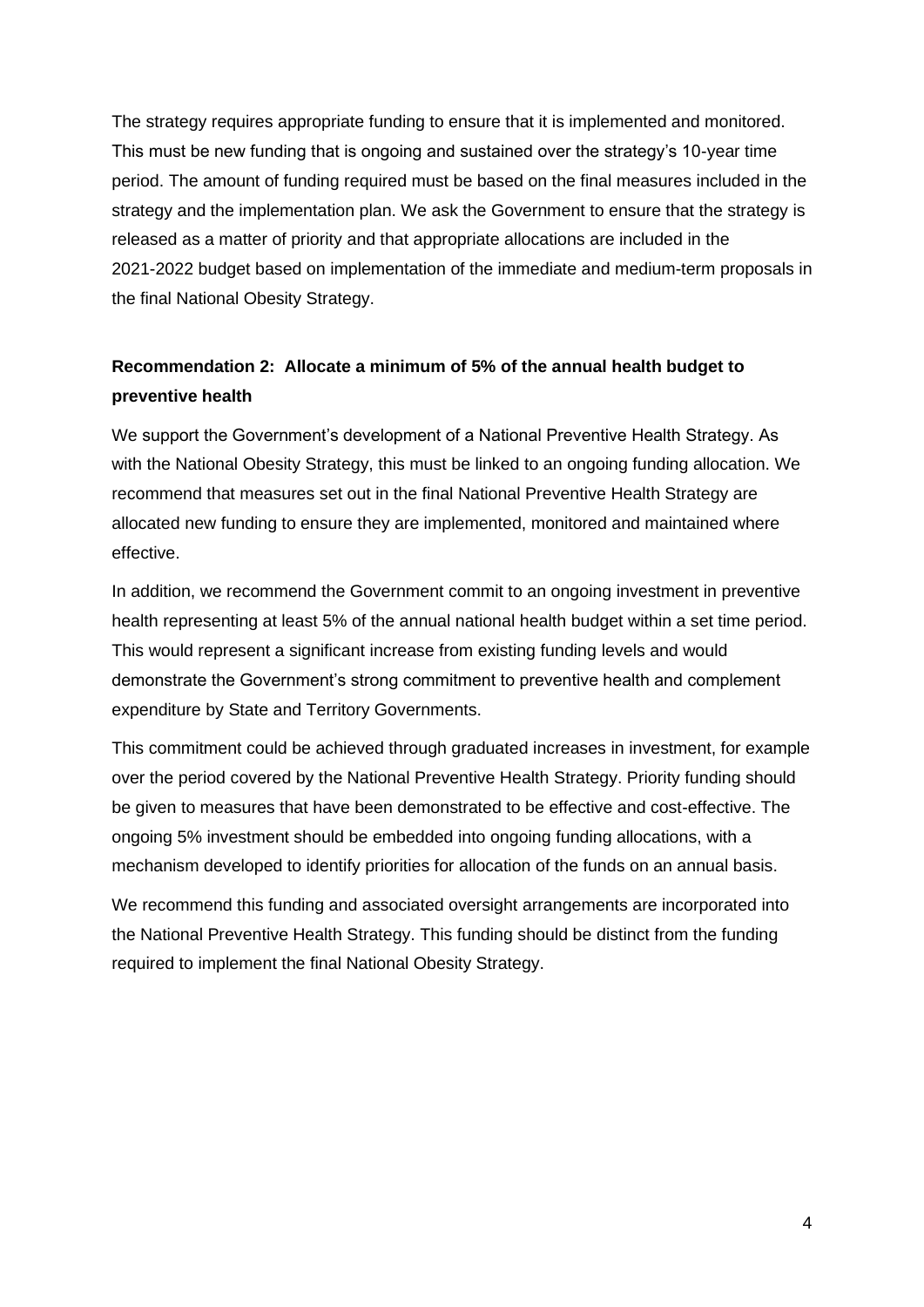The strategy requires appropriate funding to ensure that it is implemented and monitored. This must be new funding that is ongoing and sustained over the strategy's 10-year time period. The amount of funding required must be based on the final measures included in the strategy and the implementation plan. We ask the Government to ensure that the strategy is released as a matter of priority and that appropriate allocations are included in the 2021-2022 budget based on implementation of the immediate and medium-term proposals in the final National Obesity Strategy.

**Recommendation 2: Allocate a minimum of 5% of the annual health budget to preventive health**

We support the Government's development of a National Preventive Health Strategy. As with the National Obesity Strategy, this must be linked to an ongoing funding allocation. We recommend that measures set out in the final National Preventive Health Strategy are allocated new funding to ensure they are implemented, monitored and maintained where effective.

In addition, we recommend the Government commit to an ongoing investment in preventive health representing at least 5% of the annual national health budget within a set time period. This would represent a significant increase from existing funding levels and would demonstrate the Government's strong commitment to preventive health and complement expenditure by State and Territory Governments.

This commitment could be achieved through graduated increases in investment, for example over the period covered by the National Preventive Health Strategy. Priority funding should be given to measures that have been demonstrated to be effective and cost-effective. The ongoing 5% investment should be embedded into ongoing funding allocations, with a mechanism developed to identify priorities for allocation of the funds on an annual basis.

We recommend this funding and associated oversight arrangements are incorporated into the National Preventive Health Strategy. This funding should be distinct from the funding required to implement the final National Obesity Strategy.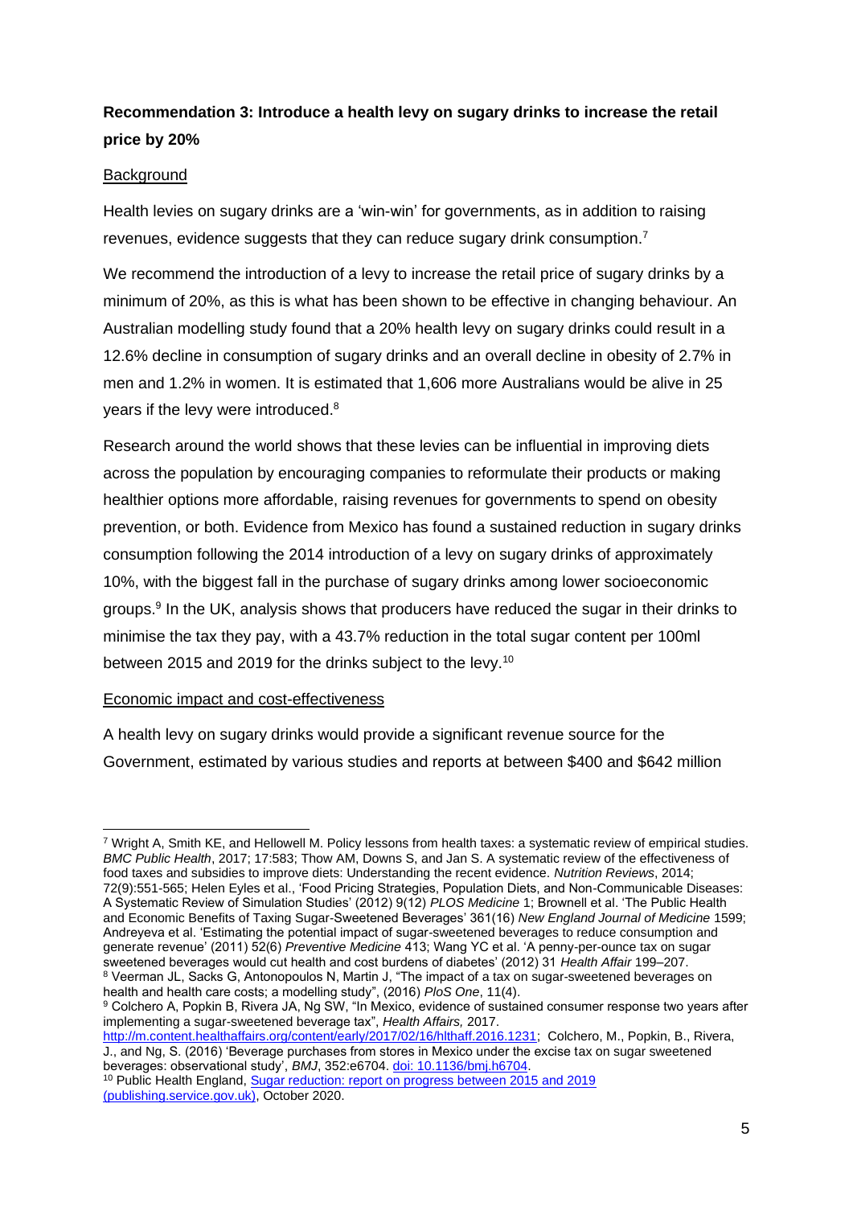**Recommendation 3: Introduce a health levy on sugary drinks to increase the retail price by 20%**

Background

Health levies on sugary drinks are a 'win-win' for governments, as in addition to raising revenues, evidence suggests that they can reduce sugary drink consumption.[7]

We recommend the introduction of a levy to increase the retail price of sugary drinks by a minimum of 20%, as this is what has been shown to be effective in changing behaviour. An Australian modelling study found that a 20% health levy on sugary drinks could result in a 12.6% decline in consumption of sugary drinks and an overall decline in obesity of 2.7% in men and 1.2% in women. It is estimated that 1,606 more Australians would be alive in 25 years if the levy were introduced.[8]

Research around the world shows that these levies can be influential in improving diets across the population by encouraging companies to reformulate their products or making healthier options more affordable, raising revenues for governments to spend on obesity prevention, or both. Evidence from Mexico has found a sustained reduction in sugary drinks consumption following the 2014 introduction of a levy on sugary drinks of approximately 10%, with the biggest fall in the purchase of sugary drinks among lower socioeconomic groups.[9] In the UK, analysis shows that producers have reduced the sugar in their drinks to minimise the tax they pay, with a 43.7% reduction in the total sugar content per 100ml between 2015 and 2019 for the drinks subject to the levy.[10]

Economic impact and cost-effectiveness

A health levy on sugary drinks would provide a significant revenue source for the Government, estimated by various studies and reports at between $400 and $642 million

---

[7] Wright A, Smith KE, and Hellowell M. Policy lessons from health taxes: a systematic review of empirical studies. *BMC Public Health*, 2017; 17:583; Thow AM, Downs S, and Jan S. A systematic review of the effectiveness of food taxes and subsidies to improve diets: Understanding the recent evidence. *Nutrition Reviews*, 2014; 72(9):551-565; Helen Eyles et al., 'Food Pricing Strategies, Population Diets, and Non-Communicable Diseases: A Systematic Review of Simulation Studies' (2012) 9(12) *PLOS Medicine* 1; Brownell et al. 'The Public Health and Economic Benefits of Taxing Sugar-Sweetened Beverages' 361(16) *New England Journal of Medicine* 1599; Andreyeva et al. 'Estimating the potential impact of sugar-sweetened beverages to reduce consumption and generate revenue' (2011) 52(6) *Preventive Medicine* 413; Wang YC et al. 'A penny-per-ounce tax on sugar sweetened beverages would cut health and cost burdens of diabetes' (2012) 31 *Health Affair* 199–207.

[8] Veerman JL, Sacks G, Antonopoulos N, Martin J, "The impact of a tax on sugar-sweetened beverages on health and health care costs; a modelling study", (2016) *PloS One*, 11(4).

[9] Colchero A, Popkin B, Rivera JA, Ng SW, "In Mexico, evidence of sustained consumer response two years after implementing a sugar-sweetened beverage tax", *Health Affairs,* 2017. http://m.content.healthaffairs.org/content/early/2017/02/16/hlthaff.2016.1231; Colchero, M., Popkin, B., Rivera, J., and Ng, S. (2016) 'Beverage purchases from stores in Mexico under the excise tax on sugar sweetened beverages: observational study', *BMJ*, 352:e6704. doi: 10.1136/bmj.h6704.

[10] Public Health England, Sugar reduction: report on progress between 2015 and 2019 (publishing.service.gov.uk), October 2020.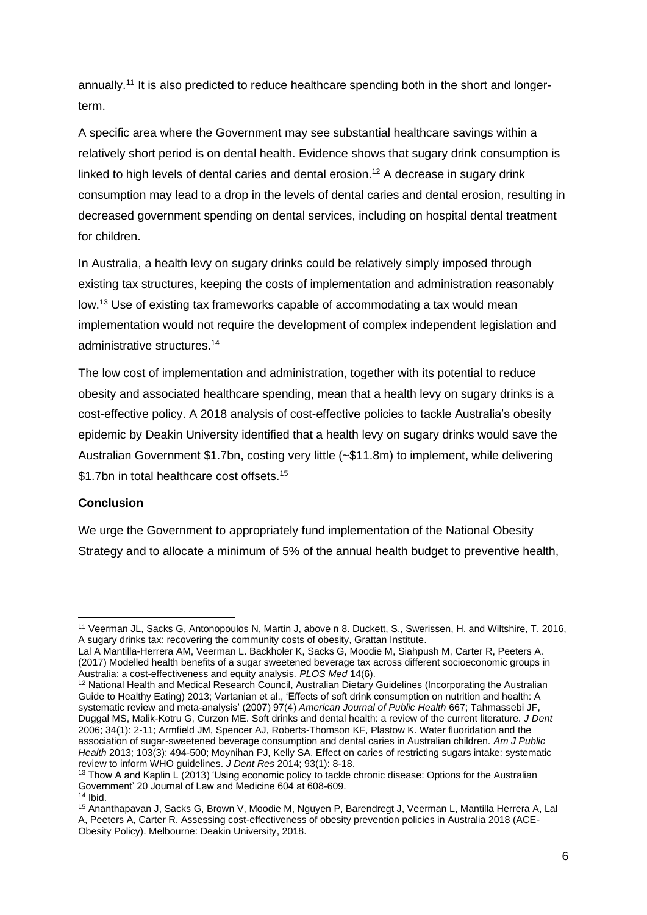annually.[11] It is also predicted to reduce healthcare spending both in the short and longer-term.

A specific area where the Government may see substantial healthcare savings within a relatively short period is on dental health. Evidence shows that sugary drink consumption is linked to high levels of dental caries and dental erosion.[12] A decrease in sugary drink consumption may lead to a drop in the levels of dental caries and dental erosion, resulting in decreased government spending on dental services, including on hospital dental treatment for children.

In Australia, a health levy on sugary drinks could be relatively simply imposed through existing tax structures, keeping the costs of implementation and administration reasonably low.[13] Use of existing tax frameworks capable of accommodating a tax would mean implementation would not require the development of complex independent legislation and administrative structures.[14]

The low cost of implementation and administration, together with its potential to reduce obesity and associated healthcare spending, mean that a health levy on sugary drinks is a cost-effective policy. A 2018 analysis of cost-effective policies to tackle Australia's obesity epidemic by Deakin University identified that a health levy on sugary drinks would save the Australian Government $1.7bn, costing very little (~$11.8m) to implement, while delivering $1.7bn in total healthcare cost offsets.[15]

**Conclusion**

We urge the Government to appropriately fund implementation of the National Obesity Strategy and to allocate a minimum of 5% of the annual health budget to preventive health,

---

[11] Veerman JL, Sacks G, Antonopoulos N, Martin J, above n 8. Duckett, S., Swerissen, H. and Wiltshire, T. 2016, A sugary drinks tax: recovering the community costs of obesity, Grattan Institute.
Lal A Mantilla-Herrera AM, Veerman L. Backholer K, Sacks G, Moodie M, Siahpush M, Carter R, Peeters A. (2017) Modelled health benefits of a sugar sweetened beverage tax across different socioeconomic groups in Australia: a cost-effectiveness and equity analysis. *PLOS Med* 14(6).

[12] National Health and Medical Research Council, Australian Dietary Guidelines (Incorporating the Australian Guide to Healthy Eating) 2013; Vartanian et al., 'Effects of soft drink consumption on nutrition and health: A systematic review and meta-analysis' (2007) 97(4) *American Journal of Public Health* 667; Tahmassebi JF, Duggal MS, Malik-Kotru G, Curzon ME. Soft drinks and dental health: a review of the current literature. *J Dent* 2006; 34(1): 2-11; Armfield JM, Spencer AJ, Roberts-Thomson KF, Plastow K. Water fluoridation and the association of sugar-sweetened beverage consumption and dental caries in Australian children. *Am J Public Health* 2013; 103(3): 494-500; Moynihan PJ, Kelly SA. Effect on caries of restricting sugars intake: systematic review to inform WHO guidelines. *J Dent Res* 2014; 93(1): 8-18.

[13] Thow A and Kaplin L (2013) 'Using economic policy to tackle chronic disease: Options for the Australian Government' 20 Journal of Law and Medicine 604 at 608-609.

[14] Ibid.

[15] Ananthapavan J, Sacks G, Brown V, Moodie M, Nguyen P, Barendregt J, Veerman L, Mantilla Herrera A, Lal A, Peeters A, Carter R. Assessing cost-effectiveness of obesity prevention policies in Australia 2018 (ACE-Obesity Policy). Melbourne: Deakin University, 2018.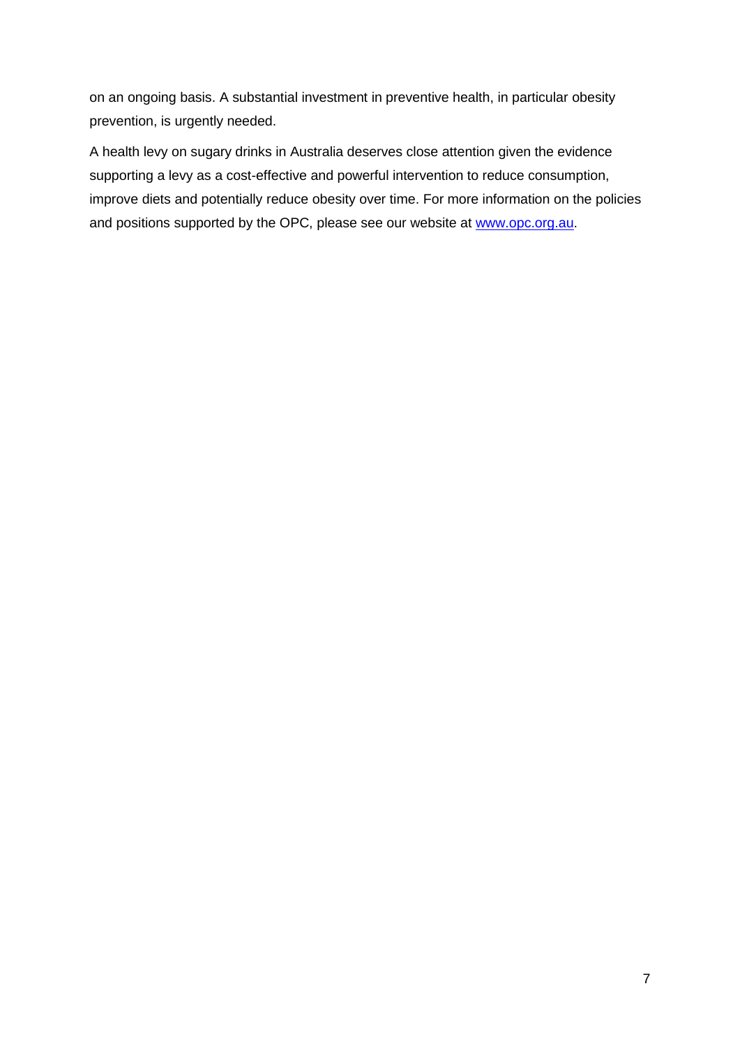on an ongoing basis. A substantial investment in preventive health, in particular obesity prevention, is urgently needed.

A health levy on sugary drinks in Australia deserves close attention given the evidence supporting a levy as a cost-effective and powerful intervention to reduce consumption, improve diets and potentially reduce obesity over time. For more information on the policies and positions supported by the OPC, please see our website at [www.opc.org.au](http://www.opc.org.au).